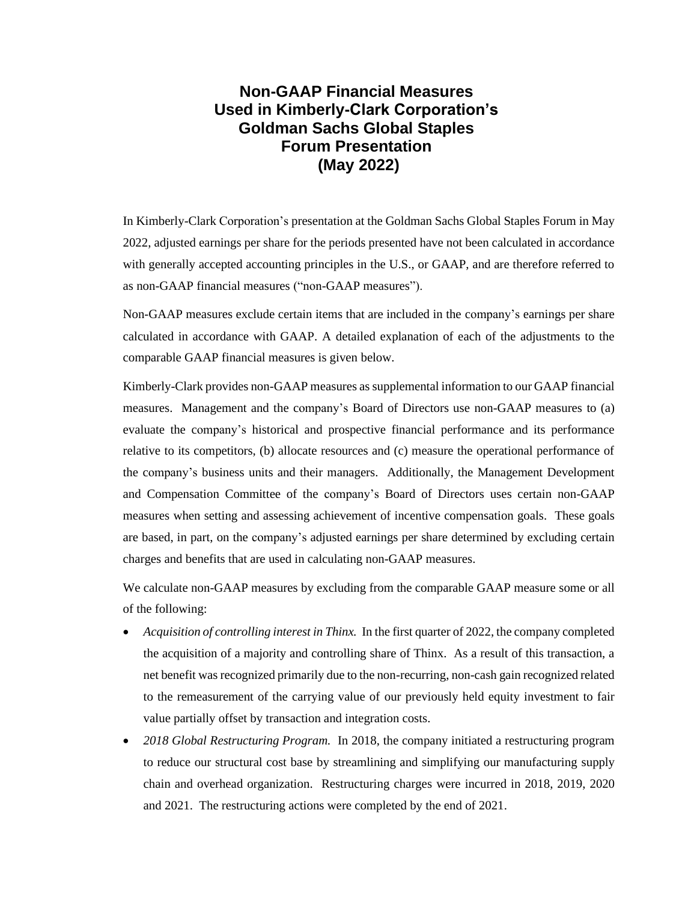# Non-GAAP Financial Measures Used in Kimberly-Clark Corporation's Goldman Sachs Global Staples Forum Presentation (May 2022)

In Kimberly-Clark Corporation's presentation at the Goldman Sachs Global Staples Forum in May 2022, adjusted earnings per share for the periods presented have not been calculated in accordance with generally accepted accounting principles in the U.S., or GAAP, and are therefore referred to as non-GAAP financial measures ("non-GAAP measures").

Non-GAAP measures exclude certain items that are included in the company's earnings per share calculated in accordance with GAAP. A detailed explanation of each of the adjustments to the comparable GAAP financial measures is given below.

Kimberly-Clark provides non-GAAP measures as supplemental information to our GAAP financial measures. Management and the company's Board of Directors use non-GAAP measures to (a) evaluate the company's historical and prospective financial performance and its performance relative to its competitors, (b) allocate resources and (c) measure the operational performance of the company's business units and their managers. Additionally, the Management Development and Compensation Committee of the company's Board of Directors uses certain non-GAAP measures when setting and assessing achievement of incentive compensation goals. These goals are based, in part, on the company's adjusted earnings per share determined by excluding certain charges and benefits that are used in calculating non-GAAP measures.

We calculate non-GAAP measures by excluding from the comparable GAAP measure some or all of the following:

- *Acquisition of controlling interest in Thinx.* In the first quarter of 2022, the company completed the acquisition of a majority and controlling share of Thinx. As a result of this transaction, a net benefit was recognized primarily due to the non-recurring, non-cash gain recognized related to the remeasurement of the carrying value of our previously held equity investment to fair value partially offset by transaction and integration costs.
- *2018 Global Restructuring Program.* In 2018, the company initiated a restructuring program to reduce our structural cost base by streamlining and simplifying our manufacturing supply chain and overhead organization. Restructuring charges were incurred in 2018, 2019, 2020 and 2021. The restructuring actions were completed by the end of 2021.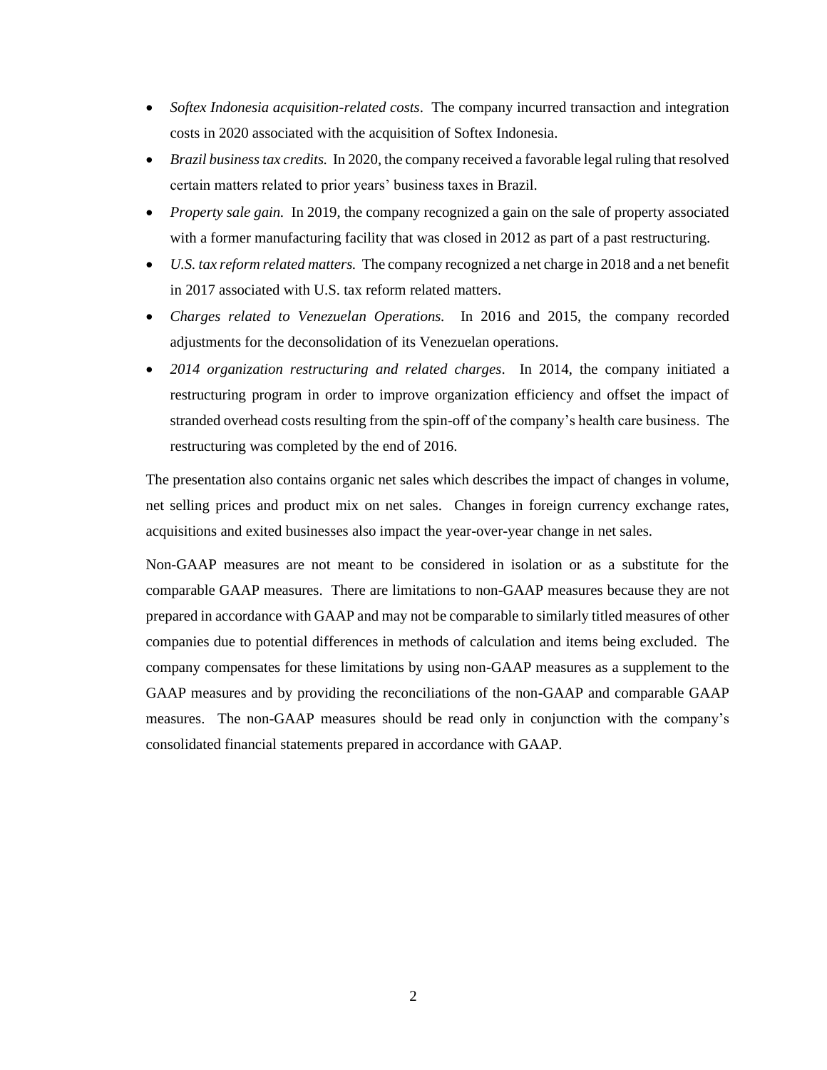- *Softex Indonesia acquisition-related costs*. The company incurred transaction and integration costs in 2020 associated with the acquisition of Softex Indonesia.
- *Brazil business tax credits.* In 2020, the company received a favorable legal ruling that resolved certain matters related to prior years' business taxes in Brazil.
- *Property sale gain.* In 2019, the company recognized a gain on the sale of property associated with a former manufacturing facility that was closed in 2012 as part of a past restructuring.
- *U.S. tax reform related matters.* The company recognized a net charge in 2018 and a net benefit in 2017 associated with U.S. tax reform related matters.
- *Charges related to Venezuelan Operations.* In 2016 and 2015, the company recorded adjustments for the deconsolidation of its Venezuelan operations.
- *2014 organization restructuring and related charges*. In 2014, the company initiated a restructuring program in order to improve organization efficiency and offset the impact of stranded overhead costs resulting from the spin-off of the company's health care business. The restructuring was completed by the end of 2016.

The presentation also contains organic net sales which describes the impact of changes in volume, net selling prices and product mix on net sales. Changes in foreign currency exchange rates, acquisitions and exited businesses also impact the year-over-year change in net sales.

Non-GAAP measures are not meant to be considered in isolation or as a substitute for the comparable GAAP measures. There are limitations to non-GAAP measures because they are not prepared in accordance with GAAP and may not be comparable to similarly titled measures of other companies due to potential differences in methods of calculation and items being excluded. The company compensates for these limitations by using non-GAAP measures as a supplement to the GAAP measures and by providing the reconciliations of the non-GAAP and comparable GAAP measures. The non-GAAP measures should be read only in conjunction with the company's consolidated financial statements prepared in accordance with GAAP.